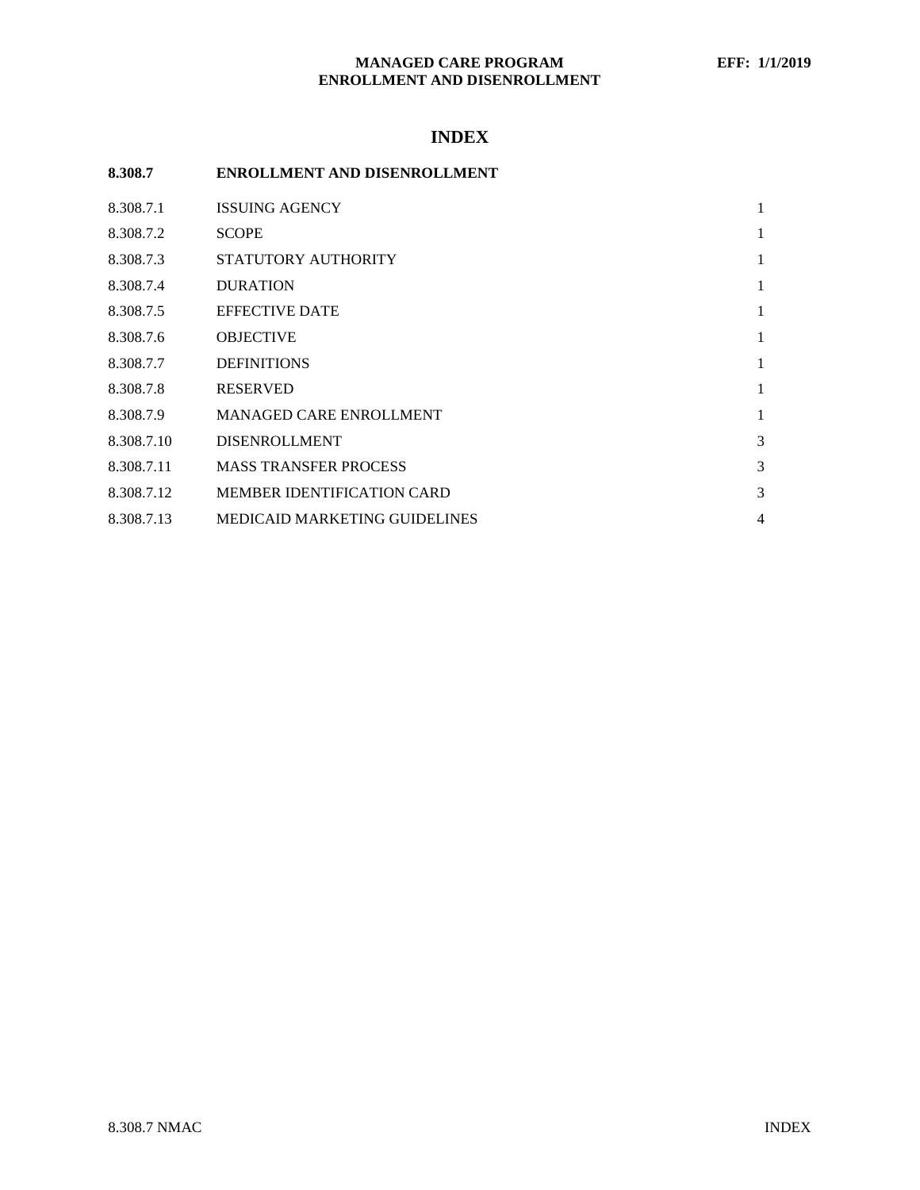# INDEX

**8.308.7 ENROLLMENT AND DISENROLLMENT**

| | | |
|---|---|---|
| 8.308.7.1 | ISSUING AGENCY | 1 |
| 8.308.7.2 | SCOPE | 1 |
| 8.308.7.3 | STATUTORY AUTHORITY | 1 |
| 8.308.7.4 | DURATION | 1 |
| 8.308.7.5 | EFFECTIVE DATE | 1 |
| 8.308.7.6 | OBJECTIVE | 1 |
| 8.308.7.7 | DEFINITIONS | 1 |
| 8.308.7.8 | RESERVED | 1 |
| 8.308.7.9 | MANAGED CARE ENROLLMENT | 1 |
| 8.308.7.10 | DISENROLLMENT | 3 |
| 8.308.7.11 | MASS TRANSFER PROCESS | 3 |
| 8.308.7.12 | MEMBER IDENTIFICATION CARD | 3 |
| 8.308.7.13 | MEDICAID MARKETING GUIDELINES | 4 |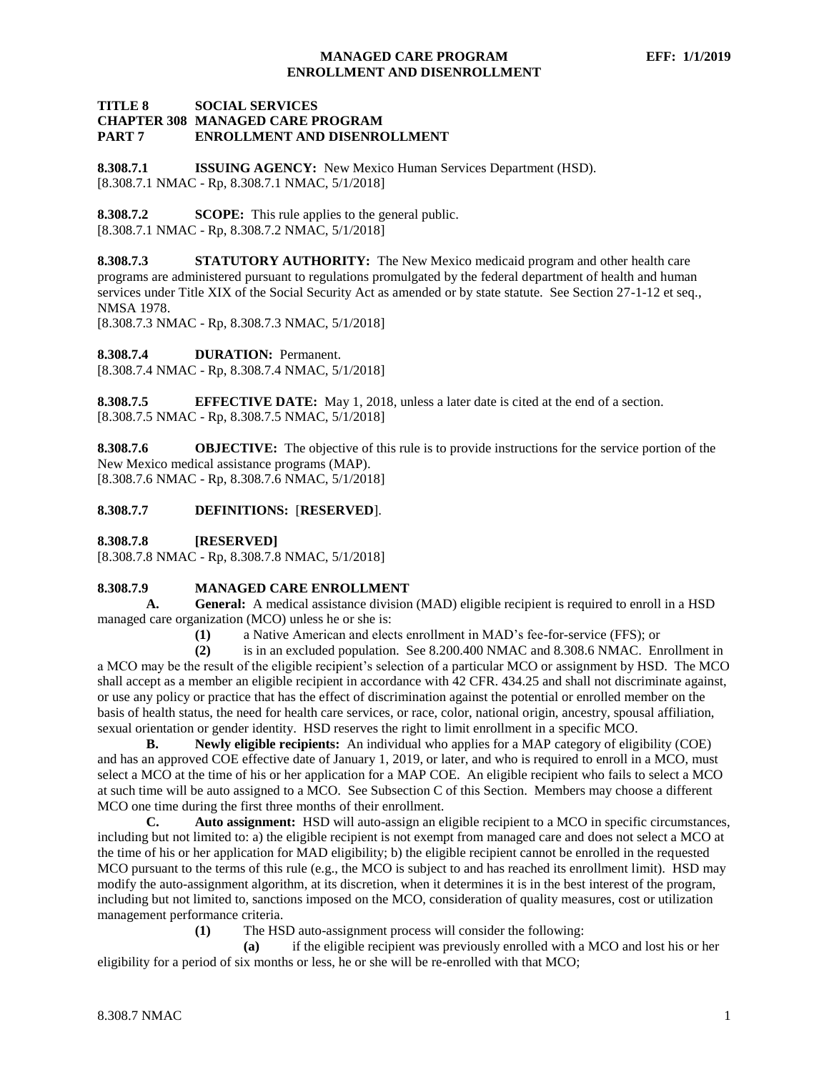# TITLE 8 SOCIAL SERVICES
# CHAPTER 308 MANAGED CARE PROGRAM
# PART 7 ENROLLMENT AND DISENROLLMENT

**8.308.7.1 ISSUING AGENCY:** New Mexico Human Services Department (HSD).
[8.308.7.1 NMAC - Rp, 8.308.7.1 NMAC, 5/1/2018]

**8.308.7.2 SCOPE:** This rule applies to the general public.
[8.308.7.1 NMAC - Rp, 8.308.7.2 NMAC, 5/1/2018]

**8.308.7.3 STATUTORY AUTHORITY:** The New Mexico medicaid program and other health care programs are administered pursuant to regulations promulgated by the federal department of health and human services under Title XIX of the Social Security Act as amended or by state statute. See Section 27-1-12 et seq., NMSA 1978.
[8.308.7.3 NMAC - Rp, 8.308.7.3 NMAC, 5/1/2018]

**8.308.7.4 DURATION:** Permanent.
[8.308.7.4 NMAC - Rp, 8.308.7.4 NMAC, 5/1/2018]

**8.308.7.5 EFFECTIVE DATE:** May 1, 2018, unless a later date is cited at the end of a section.
[8.308.7.5 NMAC - Rp, 8.308.7.5 NMAC, 5/1/2018]

**8.308.7.6 OBJECTIVE:** The objective of this rule is to provide instructions for the service portion of the New Mexico medical assistance programs (MAP).
[8.308.7.6 NMAC - Rp, 8.308.7.6 NMAC, 5/1/2018]

**8.308.7.7 DEFINITIONS:** [**RESERVED**].

**8.308.7.8 [RESERVED]**
[8.308.7.8 NMAC - Rp, 8.308.7.8 NMAC, 5/1/2018]

**8.308.7.9 MANAGED CARE ENROLLMENT**

**A. General:** A medical assistance division (MAD) eligible recipient is required to enroll in a HSD managed care organization (MCO) unless he or she is:

**(1)** a Native American and elects enrollment in MAD's fee-for-service (FFS); or

**(2)** is in an excluded population. See 8.200.400 NMAC and 8.308.6 NMAC. Enrollment in a MCO may be the result of the eligible recipient's selection of a particular MCO or assignment by HSD. The MCO shall accept as a member an eligible recipient in accordance with 42 CFR. 434.25 and shall not discriminate against, or use any policy or practice that has the effect of discrimination against the potential or enrolled member on the basis of health status, the need for health care services, or race, color, national origin, ancestry, spousal affiliation, sexual orientation or gender identity. HSD reserves the right to limit enrollment in a specific MCO.

**B. Newly eligible recipients:** An individual who applies for a MAP category of eligibility (COE) and has an approved COE effective date of January 1, 2019, or later, and who is required to enroll in a MCO, must select a MCO at the time of his or her application for a MAP COE. An eligible recipient who fails to select a MCO at such time will be auto assigned to a MCO. See Subsection C of this Section. Members may choose a different MCO one time during the first three months of their enrollment.

**C. Auto assignment:** HSD will auto-assign an eligible recipient to a MCO in specific circumstances, including but not limited to: a) the eligible recipient is not exempt from managed care and does not select a MCO at the time of his or her application for MAD eligibility; b) the eligible recipient cannot be enrolled in the requested MCO pursuant to the terms of this rule (e.g., the MCO is subject to and has reached its enrollment limit). HSD may modify the auto-assignment algorithm, at its discretion, when it determines it is in the best interest of the program, including but not limited to, sanctions imposed on the MCO, consideration of quality measures, cost or utilization management performance criteria.

**(1)** The HSD auto-assignment process will consider the following:

**(a)** if the eligible recipient was previously enrolled with a MCO and lost his or her eligibility for a period of six months or less, he or she will be re-enrolled with that MCO;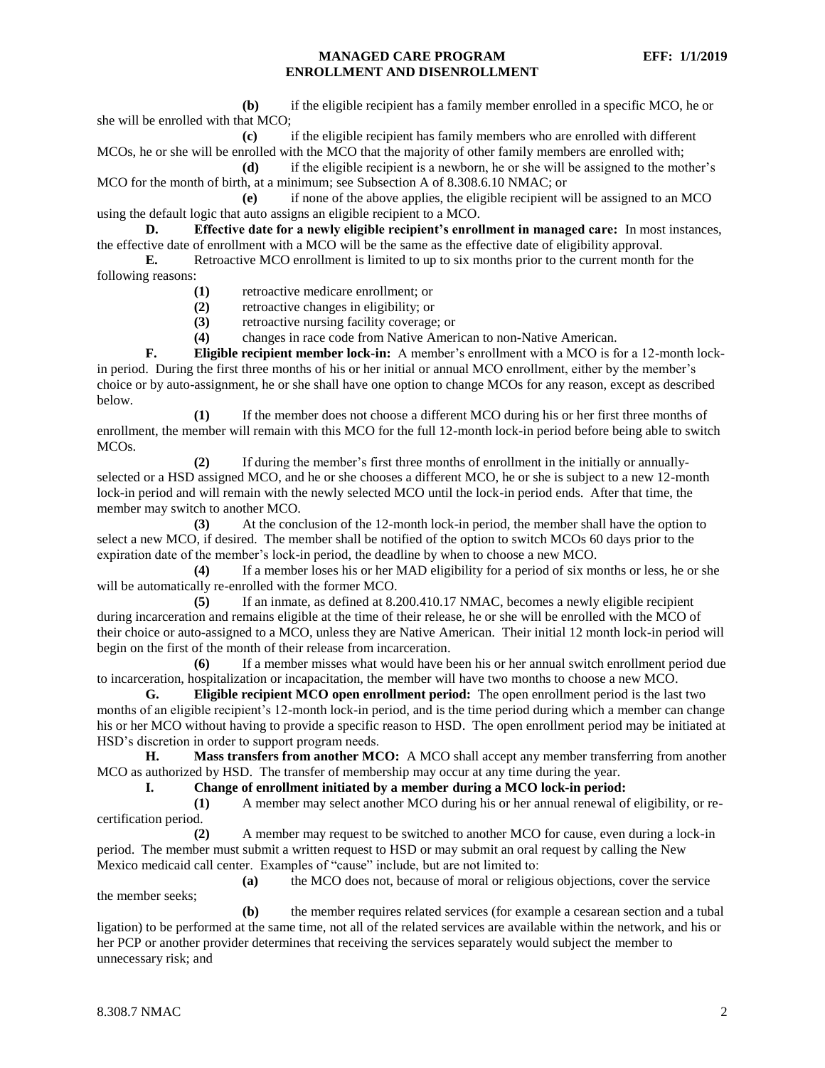**(b)** if the eligible recipient has a family member enrolled in a specific MCO, he or she will be enrolled with that MCO;

**(c)** if the eligible recipient has family members who are enrolled with different MCOs, he or she will be enrolled with the MCO that the majority of other family members are enrolled with;

**(d)** if the eligible recipient is a newborn, he or she will be assigned to the mother's MCO for the month of birth, at a minimum; see Subsection A of 8.308.6.10 NMAC; or

**(e)** if none of the above applies, the eligible recipient will be assigned to an MCO using the default logic that auto assigns an eligible recipient to a MCO.

**D. Effective date for a newly eligible recipient's enrollment in managed care:** In most instances, the effective date of enrollment with a MCO will be the same as the effective date of eligibility approval.

**E.** Retroactive MCO enrollment is limited to up to six months prior to the current month for the following reasons:

**(1)** retroactive medicare enrollment; or

**(2)** retroactive changes in eligibility; or

**(3)** retroactive nursing facility coverage; or

**(4)** changes in race code from Native American to non-Native American.

**F. Eligible recipient member lock-in:** A member's enrollment with a MCO is for a 12-month lock-in period. During the first three months of his or her initial or annual MCO enrollment, either by the member's choice or by auto-assignment, he or she shall have one option to change MCOs for any reason, except as described below.

**(1)** If the member does not choose a different MCO during his or her first three months of enrollment, the member will remain with this MCO for the full 12-month lock-in period before being able to switch MCOs.

**(2)** If during the member's first three months of enrollment in the initially or annually-selected or a HSD assigned MCO, and he or she chooses a different MCO, he or she is subject to a new 12-month lock-in period and will remain with the newly selected MCO until the lock-in period ends. After that time, the member may switch to another MCO.

**(3)** At the conclusion of the 12-month lock-in period, the member shall have the option to select a new MCO, if desired. The member shall be notified of the option to switch MCOs 60 days prior to the expiration date of the member's lock-in period, the deadline by when to choose a new MCO.

**(4)** If a member loses his or her MAD eligibility for a period of six months or less, he or she will be automatically re-enrolled with the former MCO.

**(5)** If an inmate, as defined at 8.200.410.17 NMAC, becomes a newly eligible recipient during incarceration and remains eligible at the time of their release, he or she will be enrolled with the MCO of their choice or auto-assigned to a MCO, unless they are Native American. Their initial 12 month lock-in period will begin on the first of the month of their release from incarceration.

**(6)** If a member misses what would have been his or her annual switch enrollment period due to incarceration, hospitalization or incapacitation, the member will have two months to choose a new MCO.

**G. Eligible recipient MCO open enrollment period:** The open enrollment period is the last two months of an eligible recipient's 12-month lock-in period, and is the time period during which a member can change his or her MCO without having to provide a specific reason to HSD. The open enrollment period may be initiated at HSD's discretion in order to support program needs.

**H. Mass transfers from another MCO:** A MCO shall accept any member transferring from another MCO as authorized by HSD. The transfer of membership may occur at any time during the year.

**I. Change of enrollment initiated by a member during a MCO lock-in period:**

**(1)** A member may select another MCO during his or her annual renewal of eligibility, or re-certification period.

**(2)** A member may request to be switched to another MCO for cause, even during a lock-in period. The member must submit a written request to HSD or may submit an oral request by calling the New Mexico medicaid call center. Examples of "cause" include, but are not limited to:

**(a)** the MCO does not, because of moral or religious objections, cover the service the member seeks;

**(b)** the member requires related services (for example a cesarean section and a tubal ligation) to be performed at the same time, not all of the related services are available within the network, and his or her PCP or another provider determines that receiving the services separately would subject the member to unnecessary risk; and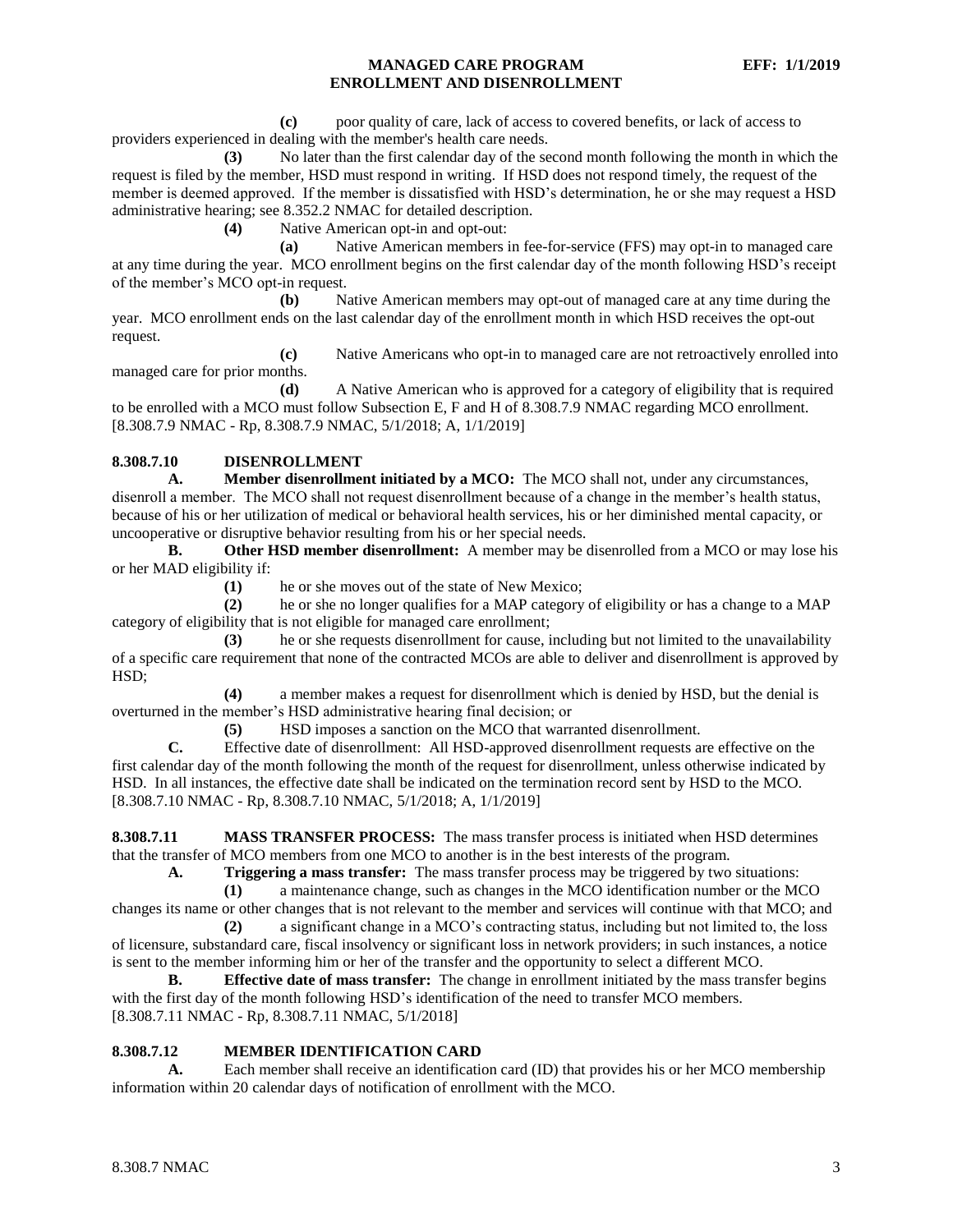**(c)** poor quality of care, lack of access to covered benefits, or lack of access to providers experienced in dealing with the member's health care needs.

**(3)** No later than the first calendar day of the second month following the month in which the request is filed by the member, HSD must respond in writing. If HSD does not respond timely, the request of the member is deemed approved. If the member is dissatisfied with HSD's determination, he or she may request a HSD administrative hearing; see 8.352.2 NMAC for detailed description.

**(4)** Native American opt-in and opt-out:

**(a)** Native American members in fee-for-service (FFS) may opt-in to managed care at any time during the year. MCO enrollment begins on the first calendar day of the month following HSD's receipt of the member's MCO opt-in request.

**(b)** Native American members may opt-out of managed care at any time during the year. MCO enrollment ends on the last calendar day of the enrollment month in which HSD receives the opt-out request.

**(c)** Native Americans who opt-in to managed care are not retroactively enrolled into managed care for prior months.

**(d)** A Native American who is approved for a category of eligibility that is required to be enrolled with a MCO must follow Subsection E, F and H of 8.308.7.9 NMAC regarding MCO enrollment.

[8.308.7.9 NMAC - Rp, 8.308.7.9 NMAC, 5/1/2018; A, 1/1/2019]

## 8.308.7.10 DISENROLLMENT

**A. Member disenrollment initiated by a MCO:** The MCO shall not, under any circumstances, disenroll a member. The MCO shall not request disenrollment because of a change in the member's health status, because of his or her utilization of medical or behavioral health services, his or her diminished mental capacity, or uncooperative or disruptive behavior resulting from his or her special needs.

**B. Other HSD member disenrollment:** A member may be disenrolled from a MCO or may lose his or her MAD eligibility if:

**(1)** he or she moves out of the state of New Mexico;

**(2)** he or she no longer qualifies for a MAP category of eligibility or has a change to a MAP category of eligibility that is not eligible for managed care enrollment;

**(3)** he or she requests disenrollment for cause, including but not limited to the unavailability of a specific care requirement that none of the contracted MCOs are able to deliver and disenrollment is approved by HSD;

**(4)** a member makes a request for disenrollment which is denied by HSD, but the denial is overturned in the member's HSD administrative hearing final decision; or

**(5)** HSD imposes a sanction on the MCO that warranted disenrollment.

**C.** Effective date of disenrollment: All HSD-approved disenrollment requests are effective on the first calendar day of the month following the month of the request for disenrollment, unless otherwise indicated by HSD. In all instances, the effective date shall be indicated on the termination record sent by HSD to the MCO.

[8.308.7.10 NMAC - Rp, 8.308.7.10 NMAC, 5/1/2018; A, 1/1/2019]

## 8.308.7.11 MASS TRANSFER PROCESS:

The mass transfer process is initiated when HSD determines that the transfer of MCO members from one MCO to another is in the best interests of the program.

**A. Triggering a mass transfer:** The mass transfer process may be triggered by two situations:

**(1)** a maintenance change, such as changes in the MCO identification number or the MCO changes its name or other changes that is not relevant to the member and services will continue with that MCO; and

**(2)** a significant change in a MCO's contracting status, including but not limited to, the loss of licensure, substandard care, fiscal insolvency or significant loss in network providers; in such instances, a notice is sent to the member informing him or her of the transfer and the opportunity to select a different MCO.

**B. Effective date of mass transfer:** The change in enrollment initiated by the mass transfer begins with the first day of the month following HSD's identification of the need to transfer MCO members.

[8.308.7.11 NMAC - Rp, 8.308.7.11 NMAC, 5/1/2018]

## 8.308.7.12 MEMBER IDENTIFICATION CARD

**A.** Each member shall receive an identification card (ID) that provides his or her MCO membership information within 20 calendar days of notification of enrollment with the MCO.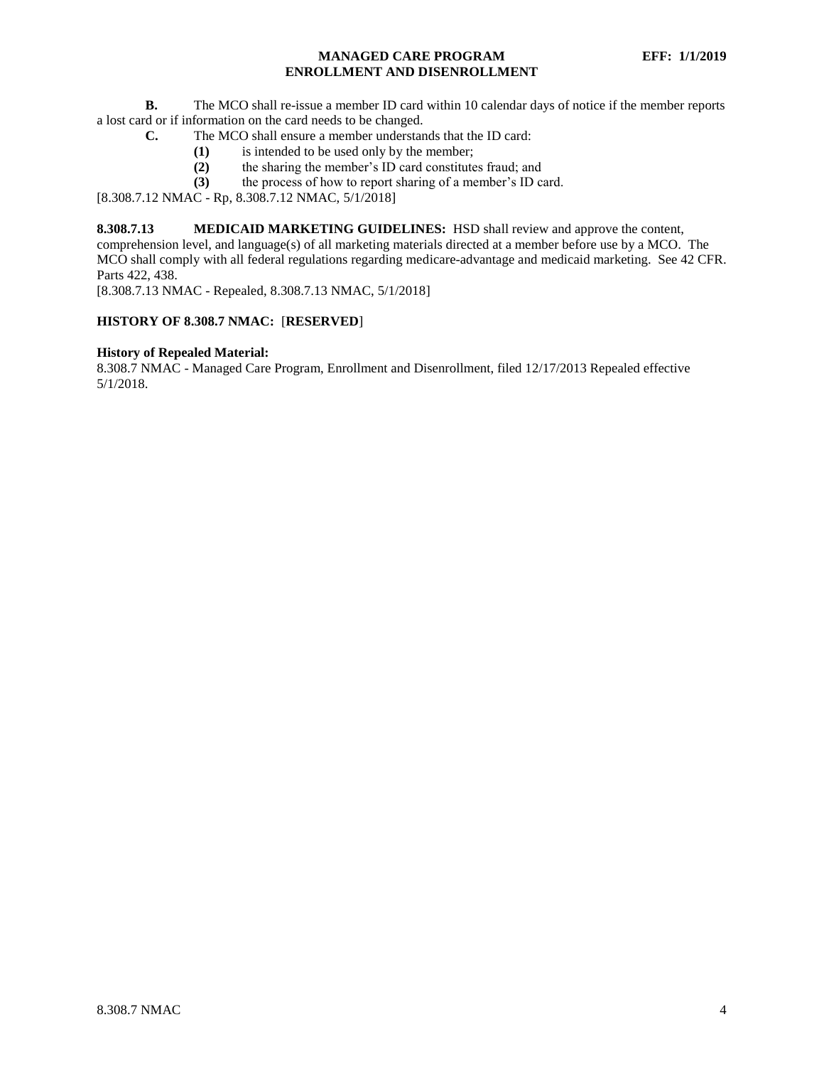**B.** The MCO shall re-issue a member ID card within 10 calendar days of notice if the member reports a lost card or if information on the card needs to be changed.

**C.** The MCO shall ensure a member understands that the ID card:

**(1)** is intended to be used only by the member;

**(2)** the sharing the member's ID card constitutes fraud; and

**(3)** the process of how to report sharing of a member's ID card.

[8.308.7.12 NMAC - Rp, 8.308.7.12 NMAC, 5/1/2018]

**8.308.7.13 MEDICAID MARKETING GUIDELINES:** HSD shall review and approve the content, comprehension level, and language(s) of all marketing materials directed at a member before use by a MCO. The MCO shall comply with all federal regulations regarding medicare-advantage and medicaid marketing. See 42 CFR. Parts 422, 438.

[8.308.7.13 NMAC - Repealed, 8.308.7.13 NMAC, 5/1/2018]

**HISTORY OF 8.308.7 NMAC:** [**RESERVED**]

**History of Repealed Material:**

8.308.7 NMAC - Managed Care Program, Enrollment and Disenrollment, filed 12/17/2013 Repealed effective 5/1/2018.